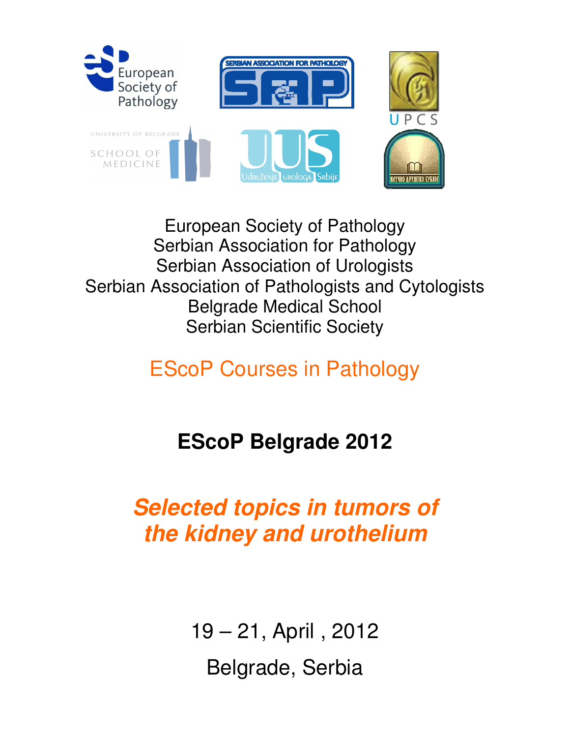European Society of Pathology
Serbian Association for Pathology
Serbian Association of Urologists
Serbian Association of Pathologists and Cytologists
Belgrade Medical School
Serbian Scientific Society

EScoP Courses in Pathology

# EScoP Belgrade 2012

## *Selected topics in tumors of the kidney and urothelium*

19 – 21, April , 2012

Belgrade, Serbia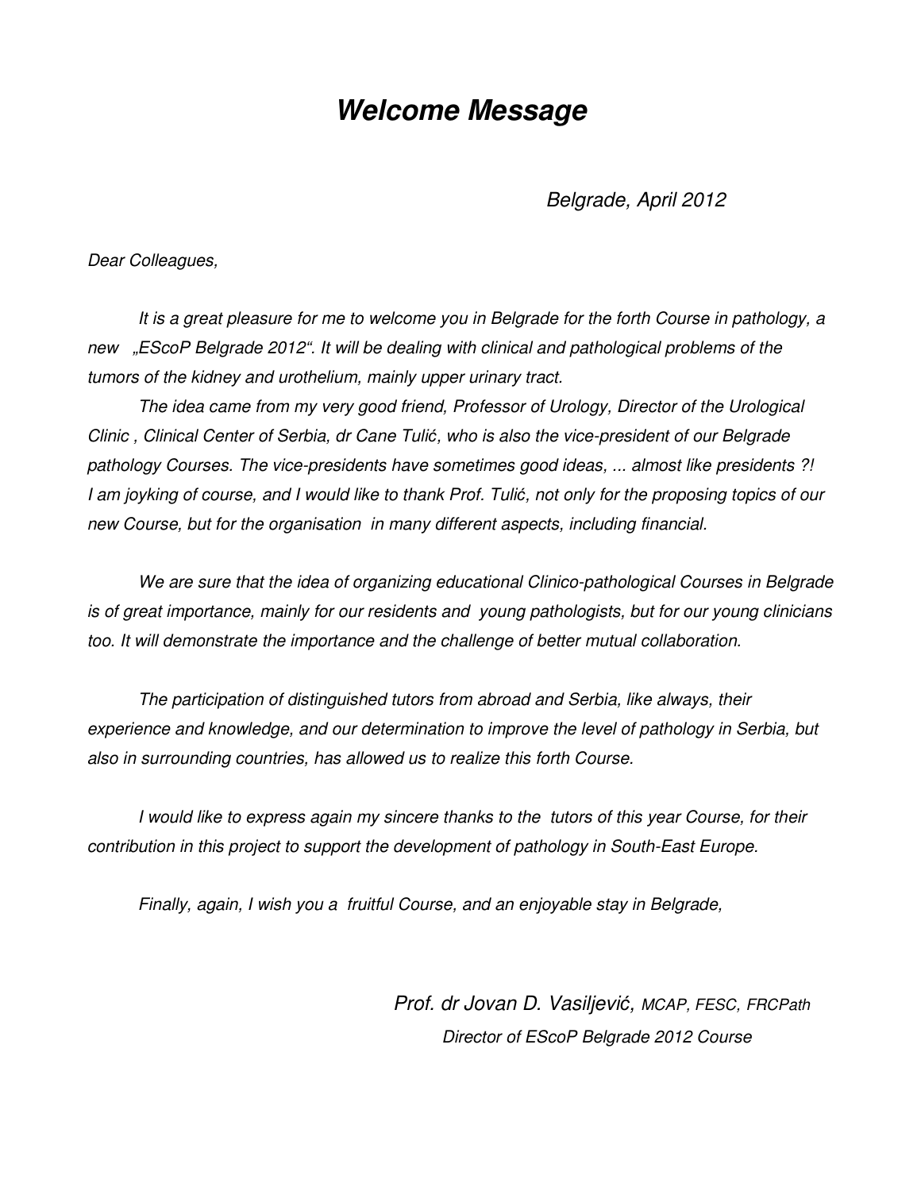# ***Welcome Message***

*Belgrade, April 2012*

*Dear Colleagues,*

*It is a great pleasure for me to welcome you in Belgrade for the forth Course in pathology, a new „EScoP Belgrade 2012“. It will be dealing with clinical and pathological problems of the tumors of the kidney and urothelium, mainly upper urinary tract.*

*The idea came from my very good friend, Professor of Urology, Director of the Urological Clinic , Clinical Center of Serbia, dr Cane Tulić, who is also the vice-president of our Belgrade pathology Courses. The vice-presidents have sometimes good ideas, ... almost like presidents ?! I am joyking of course, and I would like to thank Prof. Tulić, not only for the proposing topics of our new Course, but for the organisation in many different aspects, including financial.*

*We are sure that the idea of organizing educational Clinico-pathological Courses in Belgrade is of great importance, mainly for our residents and young pathologists, but for our young clinicians too. It will demonstrate the importance and the challenge of better mutual collaboration.*

*The participation of distinguished tutors from abroad and Serbia, like always, their experience and knowledge, and our determination to improve the level of pathology in Serbia, but also in surrounding countries, has allowed us to realize this forth Course.*

*I would like to express again my sincere thanks to the tutors of this year Course, for their contribution in this project to support the development of pathology in South-East Europe.*

*Finally, again, I wish you a fruitful Course, and an enjoyable stay in Belgrade,*

*Prof. dr Jovan D. Vasiljević, MCAP, FESC, FRCPath*
*Director of EScoP Belgrade 2012 Course*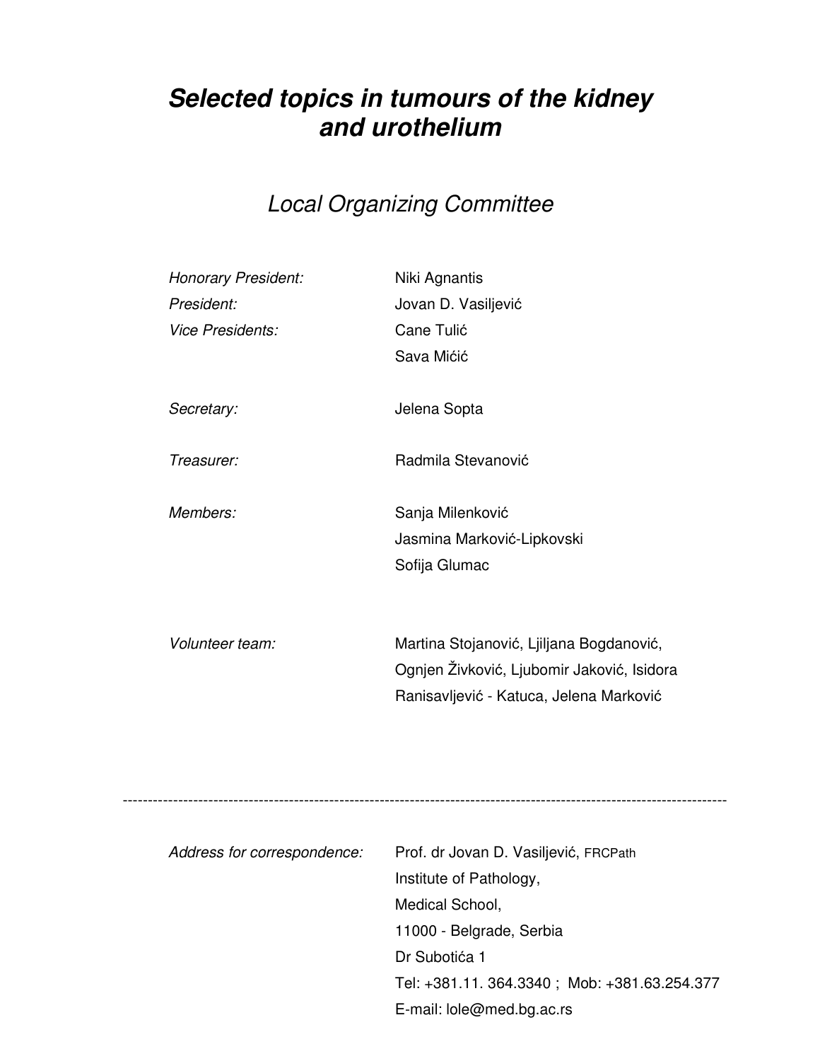# *Selected topics in tumours of the kidney and urothelium*

## *Local Organizing Committee*

| | |
|---|---|
| *Honorary President:* | Niki Agnantis |
| *President:* | Jovan D. Vasiljević |
| *Vice Presidents:* | Cane Tulić |
| | Sava Mićić |
| *Secretary:* | Jelena Sopta |
| *Treasurer:* | Radmila Stevanović |
| *Members:* | Sanja Milenković |
| | Jasmina Marković-Lipkovski |
| | Sofija Glumac |
| *Volunteer team:* | Martina Stojanović, Ljiljana Bogdanović, Ognjen Živković, Ljubomir Jaković, Isidora Ranisavljević - Katuca, Jelena Marković |

---

*Address for correspondence:*

Prof. dr Jovan D. Vasiljević, FRCPath
Institute of Pathology,
Medical School,
11000 - Belgrade, Serbia
Dr Subotića 1
Tel: +381.11. 364.3340 ; Mob: +381.63.254.377
E-mail: lole@med.bg.ac.rs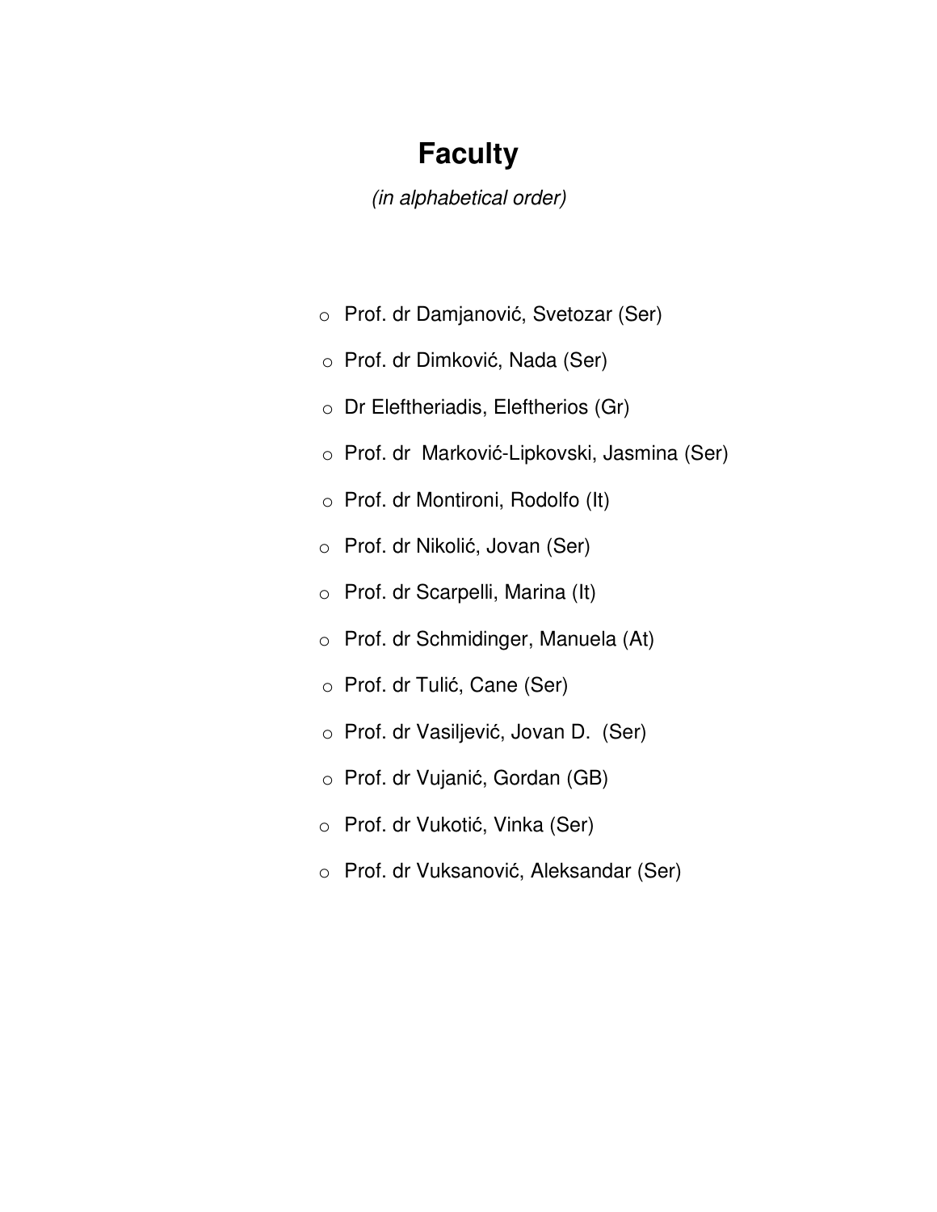# Faculty

*(in alphabetical order)*

- Prof. dr Damjanović, Svetozar (Ser)
- Prof. dr Dimković, Nada (Ser)
- Dr Eleftheriadis, Eleftherios (Gr)
- Prof. dr Marković-Lipkovski, Jasmina (Ser)
- Prof. dr Montironi, Rodolfo (It)
- Prof. dr Nikolić, Jovan (Ser)
- Prof. dr Scarpelli, Marina (It)
- Prof. dr Schmidinger, Manuela (At)
- Prof. dr Tulić, Cane (Ser)
- Prof. dr Vasiljević, Jovan D. (Ser)
- Prof. dr Vujanić, Gordan (GB)
- Prof. dr Vukotić, Vinka (Ser)
- Prof. dr Vuksanović, Aleksandar (Ser)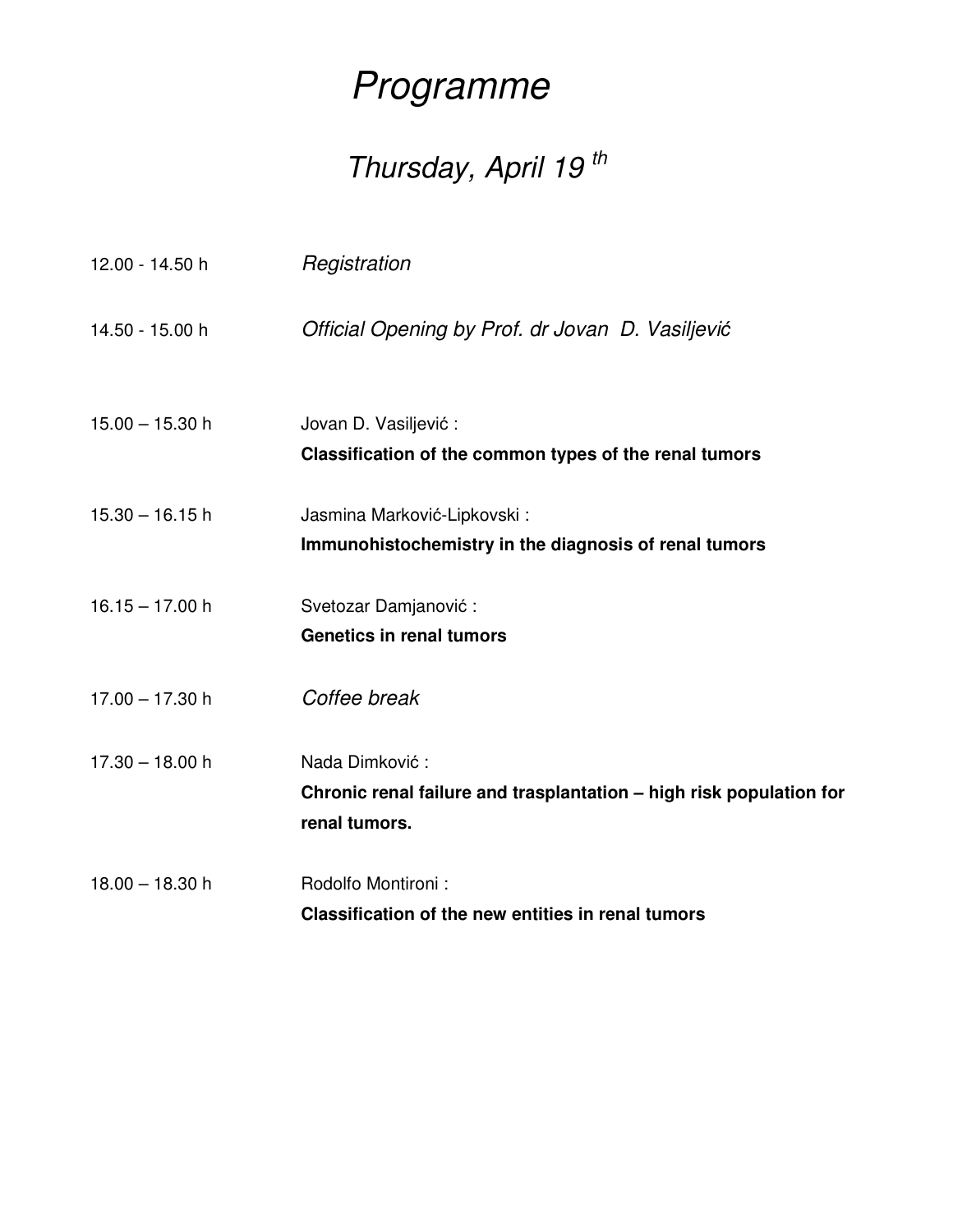# *Programme*

## *Thursday, April 19 th*

12.00 - 14.50 h *Registration*

14.50 - 15.00 h *Official Opening by Prof. dr Jovan D. Vasiljević*

15.00 – 15.30 h Jovan D. Vasiljević :
**Classification of the common types of the renal tumors**

15.30 – 16.15 h Jasmina Marković-Lipkovski :
**Immunohistochemistry in the diagnosis of renal tumors**

16.15 – 17.00 h Svetozar Damjanović :
**Genetics in renal tumors**

17.00 – 17.30 h *Coffee break*

17.30 – 18.00 h Nada Dimković :
**Chronic renal failure and trasplantation – high risk population for renal tumors.**

18.00 – 18.30 h Rodolfo Montironi :
**Classification of the new entities in renal tumors**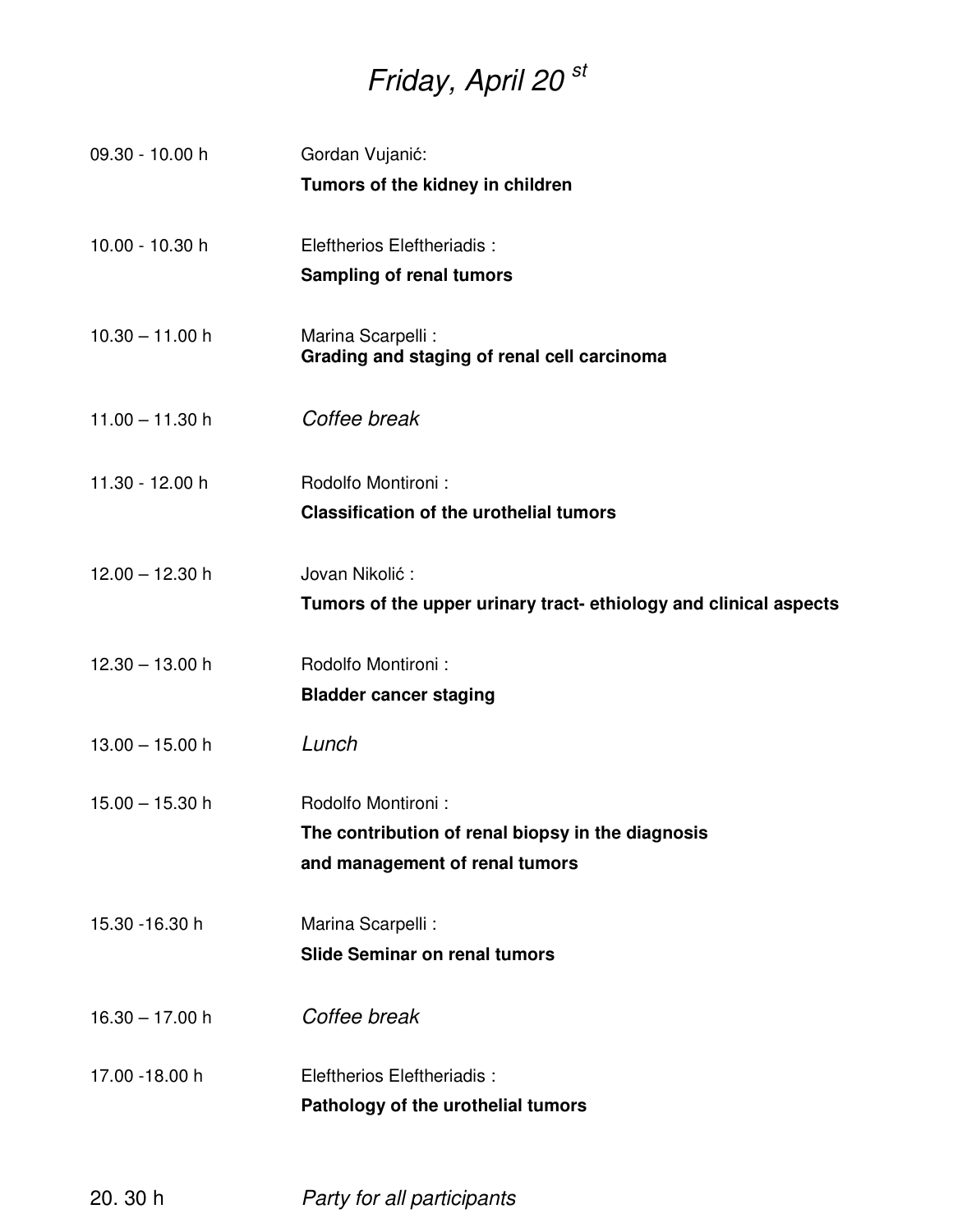# *Friday, April 20 st*

| | |
|---|---|
| 09.30 - 10.00 h | Gordan Vujanić:<br>**Tumors of the kidney in children** |
| 10.00 - 10.30 h | Eleftherios Eleftheriadis :<br>**Sampling of renal tumors** |
| 10.30 – 11.00 h | Marina Scarpelli :<br>**Grading and staging of renal cell carcinoma** |
| 11.00 – 11.30 h | *Coffee break* |
| 11.30 - 12.00 h | Rodolfo Montironi :<br>**Classification of the urothelial tumors** |
| 12.00 – 12.30 h | Jovan Nikolić :<br>**Tumors of the upper urinary tract- ethiology and clinical aspects** |
| 12.30 – 13.00 h | Rodolfo Montironi :<br>**Bladder cancer staging** |
| 13.00 – 15.00 h | *Lunch* |
| 15.00 – 15.30 h | Rodolfo Montironi :<br>**The contribution of renal biopsy in the diagnosis and management of renal tumors** |
| 15.30 -16.30 h | Marina Scarpelli :<br>**Slide Seminar on renal tumors** |
| 16.30 – 17.00 h | *Coffee break* |
| 17.00 -18.00 h | Eleftherios Eleftheriadis :<br>**Pathology of the urothelial tumors** |
| 20. 30 h | *Party for all participants* |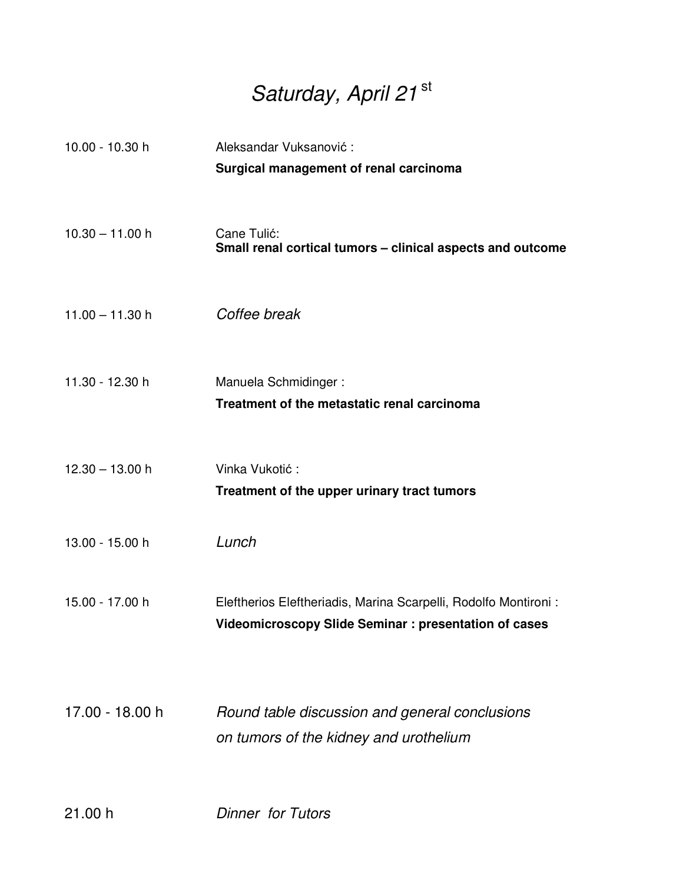# *Saturday, April 21st*

| | | |
|---|---|---|
| 10.00 - 10.30 h | Aleksandar Vuksanović : | |
| | **Surgical management of renal carcinoma** | |
| 10.30 – 11.00 h | Cane Tulić: | |
| | **Small renal cortical tumors – clinical aspects and outcome** | |
| 11.00 – 11.30 h | *Coffee break* | |
| 11.30 - 12.30 h | Manuela Schmidinger : | |
| | **Treatment of the metastatic renal carcinoma** | |
| 12.30 – 13.00 h | Vinka Vukotić : | |
| | **Treatment of the upper urinary tract tumors** | |
| 13.00 - 15.00 h | *Lunch* | |
| 15.00 - 17.00 h | Eleftherios Eleftheriadis, Marina Scarpelli, Rodolfo Montironi : | |
| | **Videomicroscopy Slide Seminar : presentation of cases** | |
| 17.00 - 18.00 h | *Round table discussion and general conclusions on tumors of the kidney and urothelium* | |
| 21.00 h | *Dinner for Tutors* | |